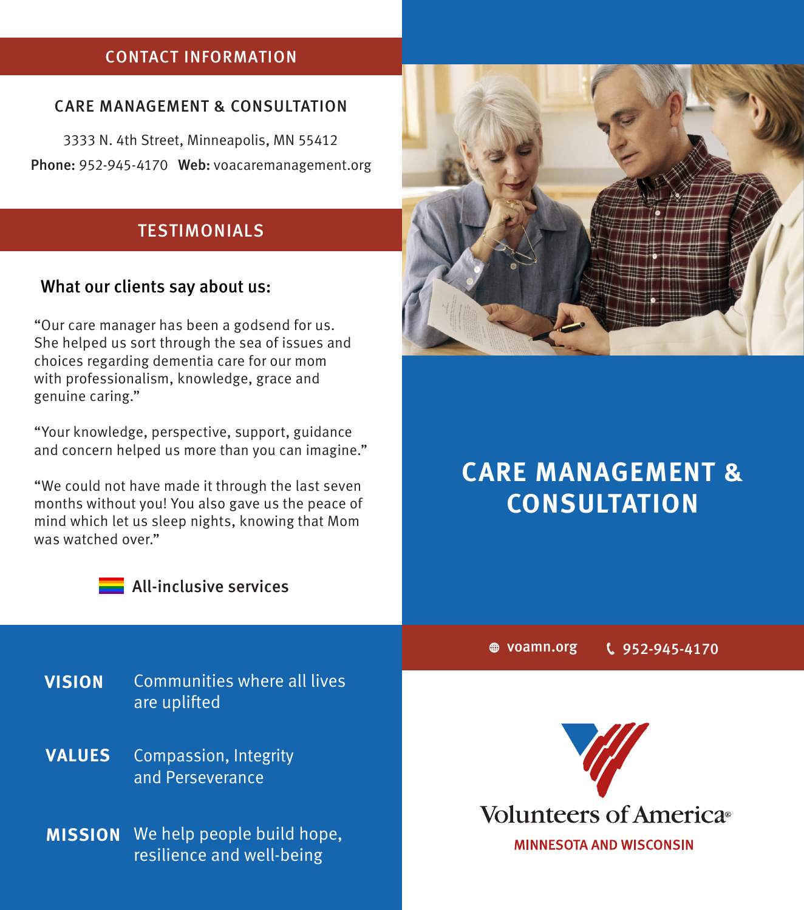## CONTACT INFORMATION

### CARE MANAGEMENT & CONSULTATION

3333 N. 4th Street, Minneapolis, MN 55412

**Phone:** 952-945-4170 **Web:** voacaremanagement.org

## TESTIMONIALS

### What our clients say about us:

"Our care manager has been a godsend for us. She helped us sort through the sea of issues and choices regarding dementia care for our mom with professionalism, knowledge, grace and genuine caring."

"Your knowledge, perspective, support, guidance and concern helped us more than you can imagine."

"We could not have made it through the last seven months without you! You also gave us the peace of mind which let us sleep nights, knowing that Mom was watched over."

**All-inclusive services**

**VISION** Communities where all lives are uplifted

**VALUES** Compassion, Integrity and Perseverance

**MISSION** We help people build hope, resilience and well-being

# CARE MANAGEMENT & CONSULTATION

voamn.org 952-945-4170

Volunteers of America®

MINNESOTA AND WISCONSIN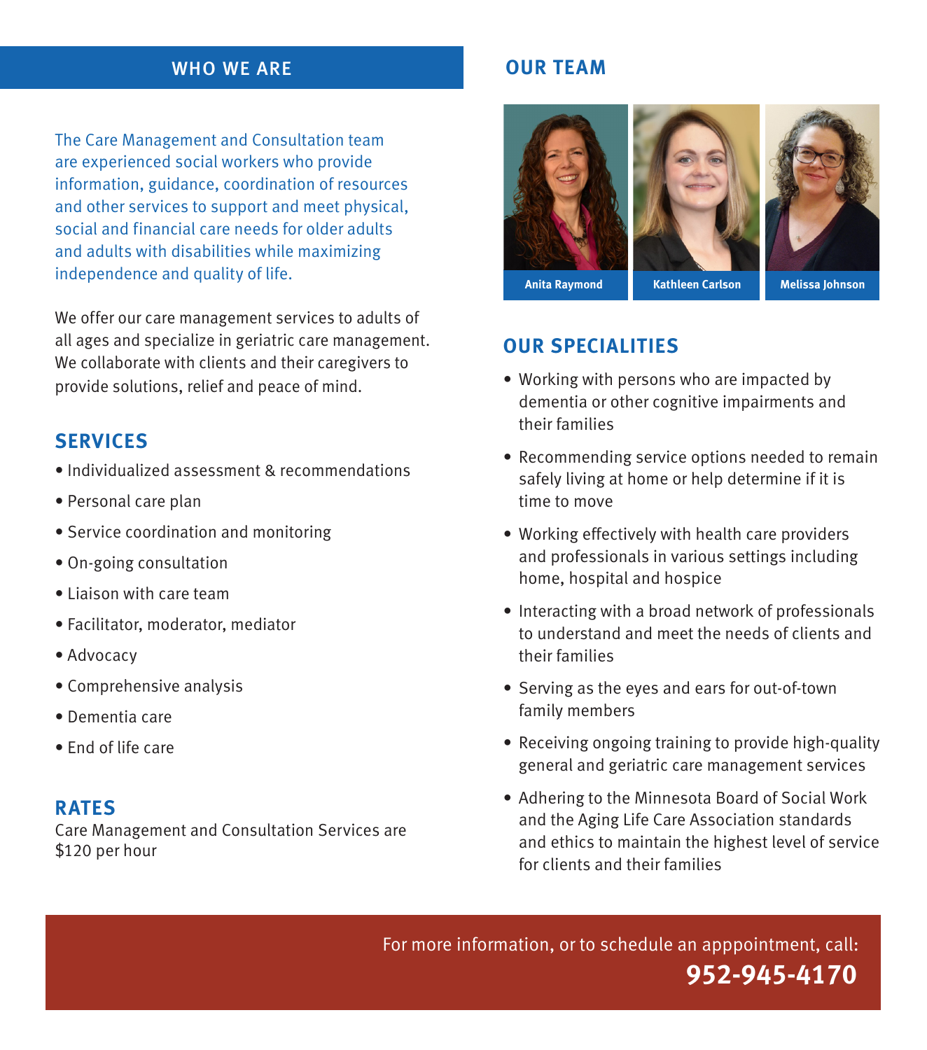## WHO WE ARE

The Care Management and Consultation team are experienced social workers who provide information, guidance, coordination of resources and other services to support and meet physical, social and financial care needs for older adults and adults with disabilities while maximizing independence and quality of life.

We offer our care management services to adults of all ages and specialize in geriatric care management. We collaborate with clients and their caregivers to provide solutions, relief and peace of mind.

## SERVICES

- Individualized assessment & recommendations
- Personal care plan
- Service coordination and monitoring
- On-going consultation
- Liaison with care team
- Facilitator, moderator, mediator
- Advocacy
- Comprehensive analysis
- Dementia care
- End of life care

## RATES

Care Management and Consultation Services are $120 per hour

## OUR TEAM

**Anita Raymond** | **Kathleen Carlson** | **Melissa Johnson**

## OUR SPECIALITIES

- Working with persons who are impacted by dementia or other cognitive impairments and their families
- Recommending service options needed to remain safely living at home or help determine if it is time to move
- Working effectively with health care providers and professionals in various settings including home, hospital and hospice
- Interacting with a broad network of professionals to understand and meet the needs of clients and their families
- Serving as the eyes and ears for out-of-town family members
- Receiving ongoing training to provide high-quality general and geriatric care management services
- Adhering to the Minnesota Board of Social Work and the Aging Life Care Association standards and ethics to maintain the highest level of service for clients and their families

For more information, or to schedule an apppointment, call:

**952-945-4170**